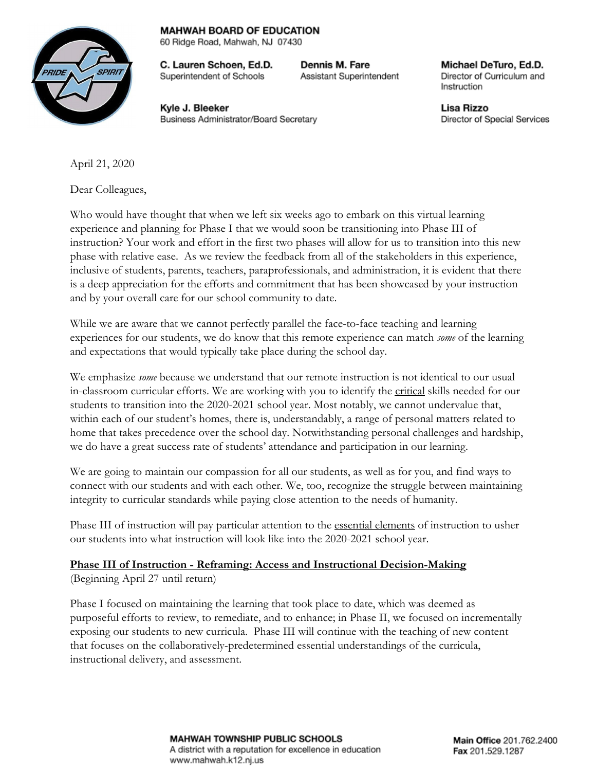**MAHWAH BOARD OF EDUCATION**
60 Ridge Road, Mahwah, NJ 07430

**C. Lauren Schoen, Ed.D.**
Superintendent of Schools

**Dennis M. Fare**
Assistant Superintendent

**Michael DeTuro, Ed.D.**
Director of Curriculum and Instruction

**Kyle J. Bleeker**
Business Administrator/Board Secretary

**Lisa Rizzo**
Director of Special Services

April 21, 2020

Dear Colleagues,

Who would have thought that when we left six weeks ago to embark on this virtual learning experience and planning for Phase I that we would soon be transitioning into Phase III of instruction? Your work and effort in the first two phases will allow for us to transition into this new phase with relative ease. As we review the feedback from all of the stakeholders in this experience, inclusive of students, parents, teachers, paraprofessionals, and administration, it is evident that there is a deep appreciation for the efforts and commitment that has been showcased by your instruction and by your overall care for our school community to date.

While we are aware that we cannot perfectly parallel the face-to-face teaching and learning experiences for our students, we do know that this remote experience can match *some* of the learning and expectations that would typically take place during the school day.

We emphasize *some* because we understand that our remote instruction is not identical to our usual in-classroom curricular efforts. We are working with you to identify the <u>critical</u> skills needed for our students to transition into the 2020-2021 school year. Most notably, we cannot undervalue that, within each of our student's homes, there is, understandably, a range of personal matters related to home that takes precedence over the school day. Notwithstanding personal challenges and hardship, we do have a great success rate of students' attendance and participation in our learning.

We are going to maintain our compassion for all our students, as well as for you, and find ways to connect with our students and with each other. We, too, recognize the struggle between maintaining integrity to curricular standards while paying close attention to the needs of humanity.

Phase III of instruction will pay particular attention to the <u>essential elements</u> of instruction to usher our students into what instruction will look like into the 2020-2021 school year.

**<u>Phase III of Instruction - Reframing: Access and Instructional Decision-Making</u>**
(Beginning April 27 until return)

Phase I focused on maintaining the learning that took place to date, which was deemed as purposeful efforts to review, to remediate, and to enhance; in Phase II, we focused on incrementally exposing our students to new curricula. Phase III will continue with the teaching of new content that focuses on the collaboratively-predetermined essential understandings of the curricula, instructional delivery, and assessment.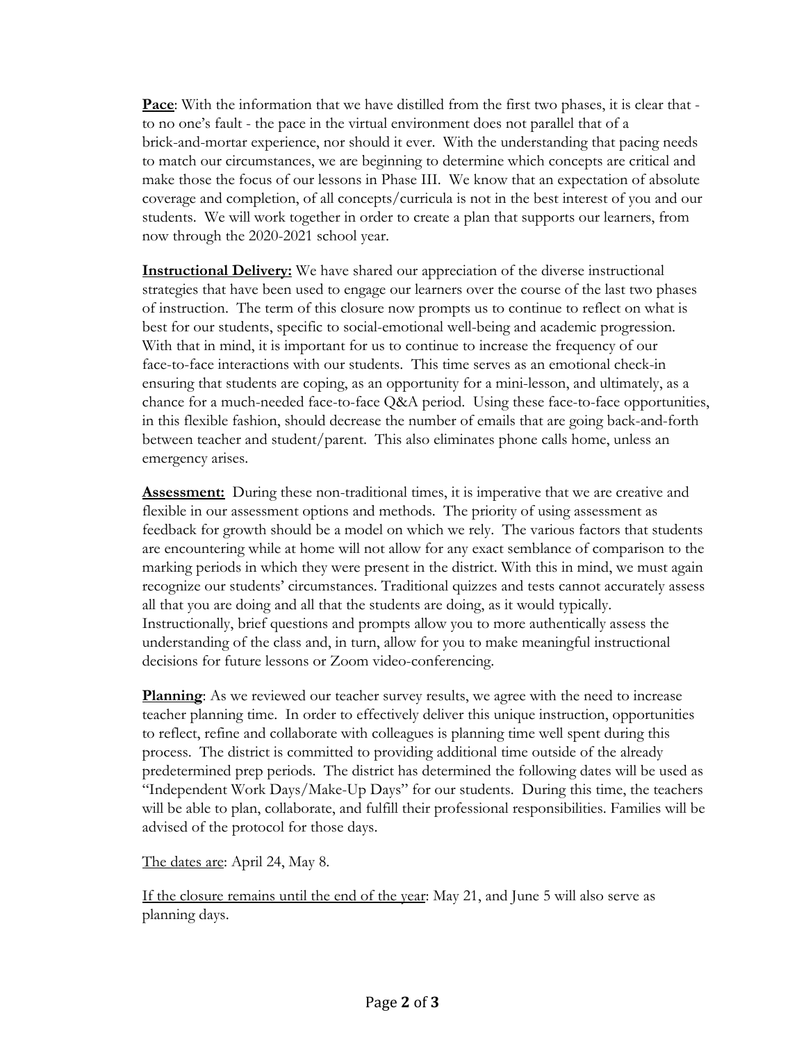**<u>Pace</u>**: With the information that we have distilled from the first two phases, it is clear that - to no one's fault - the pace in the virtual environment does not parallel that of a brick-and-mortar experience, nor should it ever. With the understanding that pacing needs to match our circumstances, we are beginning to determine which concepts are critical and make those the focus of our lessons in Phase III. We know that an expectation of absolute coverage and completion, of all concepts/curricula is not in the best interest of you and our students. We will work together in order to create a plan that supports our learners, from now through the 2020-2021 school year.

**<u>Instructional Delivery:</u>** We have shared our appreciation of the diverse instructional strategies that have been used to engage our learners over the course of the last two phases of instruction. The term of this closure now prompts us to continue to reflect on what is best for our students, specific to social-emotional well-being and academic progression. With that in mind, it is important for us to continue to increase the frequency of our face-to-face interactions with our students. This time serves as an emotional check-in ensuring that students are coping, as an opportunity for a mini-lesson, and ultimately, as a chance for a much-needed face-to-face Q&A period. Using these face-to-face opportunities, in this flexible fashion, should decrease the number of emails that are going back-and-forth between teacher and student/parent. This also eliminates phone calls home, unless an emergency arises.

**<u>Assessment:</u>** During these non-traditional times, it is imperative that we are creative and flexible in our assessment options and methods. The priority of using assessment as feedback for growth should be a model on which we rely. The various factors that students are encountering while at home will not allow for any exact semblance of comparison to the marking periods in which they were present in the district. With this in mind, we must again recognize our students' circumstances. Traditional quizzes and tests cannot accurately assess all that you are doing and all that the students are doing, as it would typically. Instructionally, brief questions and prompts allow you to more authentically assess the understanding of the class and, in turn, allow for you to make meaningful instructional decisions for future lessons or Zoom video-conferencing.

**<u>Planning</u>**: As we reviewed our teacher survey results, we agree with the need to increase teacher planning time. In order to effectively deliver this unique instruction, opportunities to reflect, refine and collaborate with colleagues is planning time well spent during this process. The district is committed to providing additional time outside of the already predetermined prep periods. The district has determined the following dates will be used as "Independent Work Days/Make-Up Days" for our students. During this time, the teachers will be able to plan, collaborate, and fulfill their professional responsibilities. Families will be advised of the protocol for those days.

<u>The dates are</u>: April 24, May 8.

<u>If the closure remains until the end of the year</u>: May 21, and June 5 will also serve as planning days.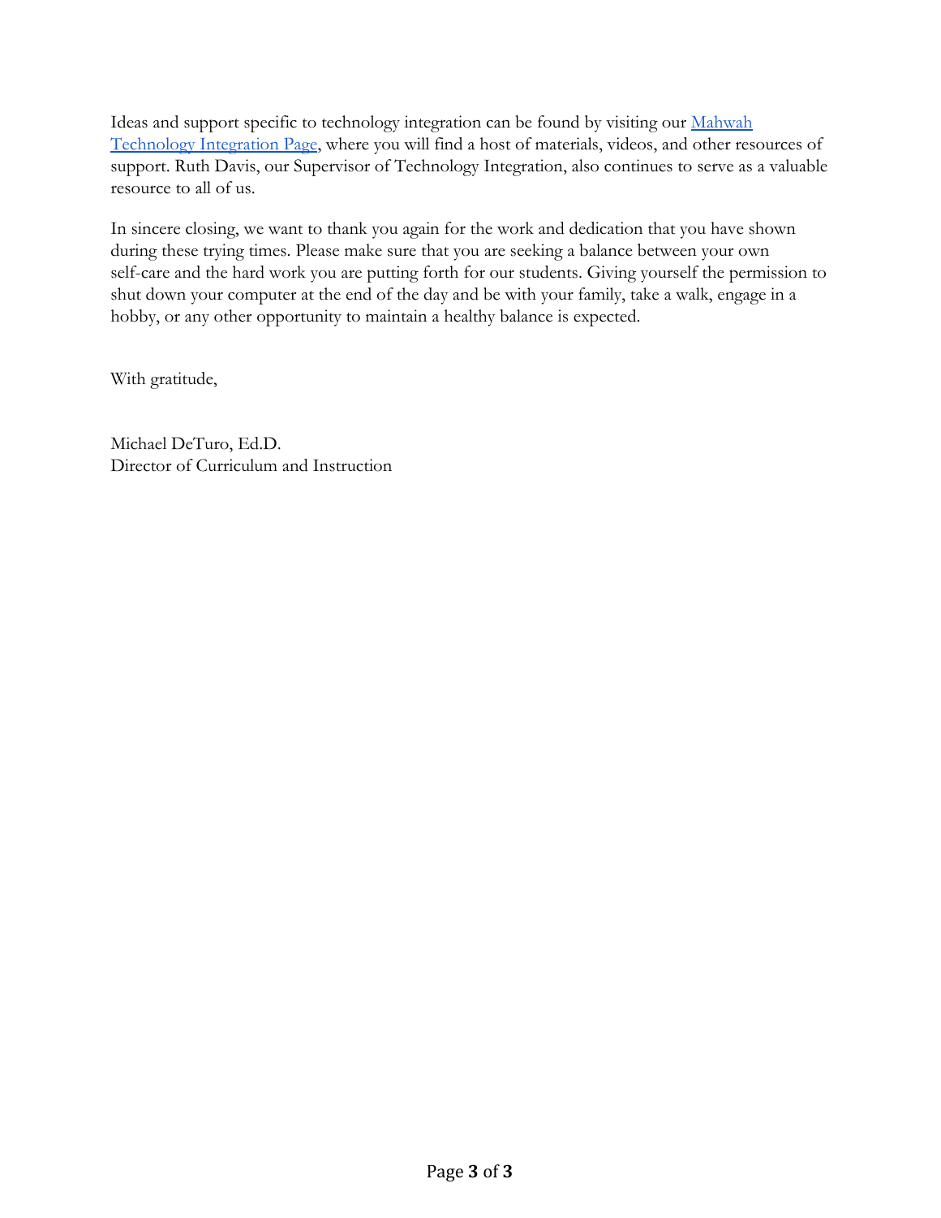Ideas and support specific to technology integration can be found by visiting our [Mahwah Technology Integration Page](), where you will find a host of materials, videos, and other resources of support. Ruth Davis, our Supervisor of Technology Integration, also continues to serve as a valuable resource to all of us.

In sincere closing, we want to thank you again for the work and dedication that you have shown during these trying times. Please make sure that you are seeking a balance between your own self-care and the hard work you are putting forth for our students. Giving yourself the permission to shut down your computer at the end of the day and be with your family, take a walk, engage in a hobby, or any other opportunity to maintain a healthy balance is expected.

With gratitude,

Michael DeTuro, Ed.D.
Director of Curriculum and Instruction